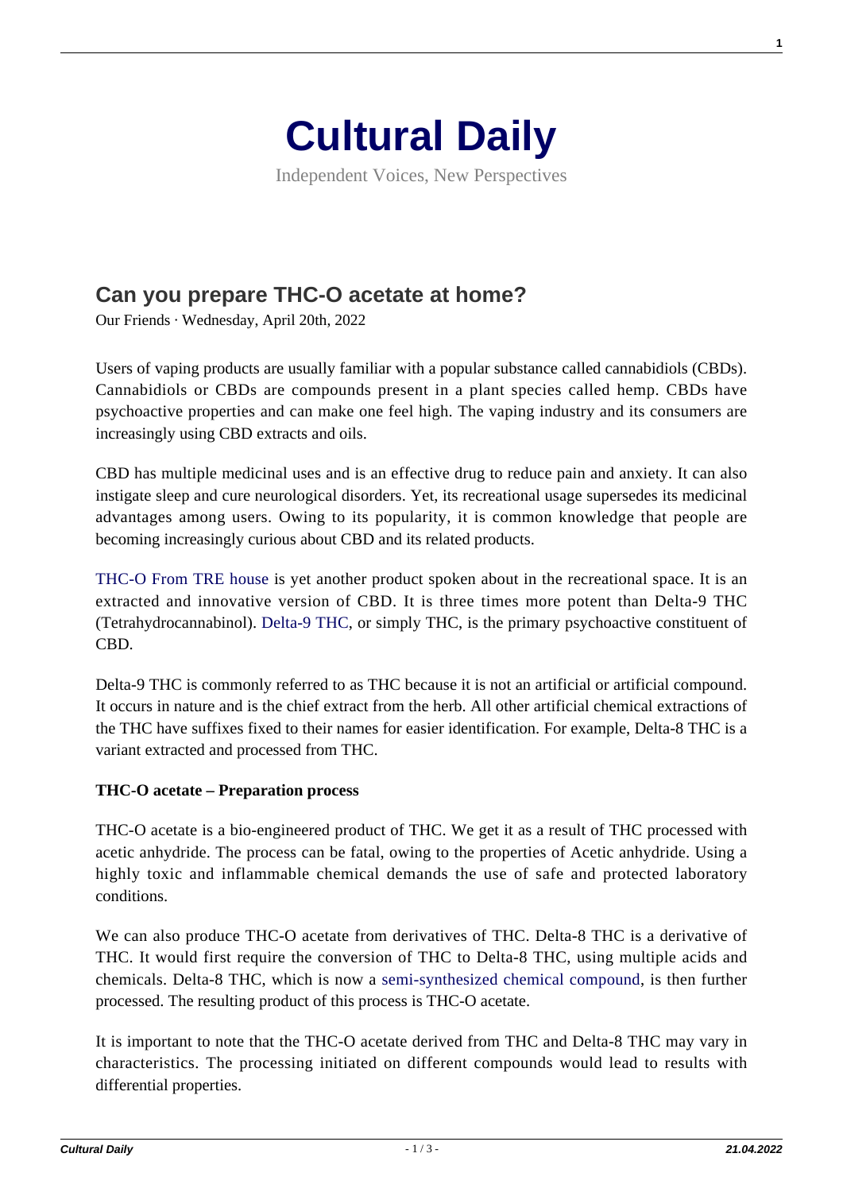# Cultural Daily

Independent Voices, New Perspectives

## Can you prepare THC-O acetate at home?

Our Friends · Wednesday, April 20th, 2022

Users of vaping products are usually familiar with a popular substance called cannabidiols (CBDs). Cannabidiols or CBDs are compounds present in a plant species called hemp. CBDs have psychoactive properties and can make one feel high. The vaping industry and its consumers are increasingly using CBD extracts and oils.

CBD has multiple medicinal uses and is an effective drug to reduce pain and anxiety. It can also instigate sleep and cure neurological disorders. Yet, its recreational usage supersedes its medicinal advantages among users. Owing to its popularity, it is common knowledge that people are becoming increasingly curious about CBD and its related products.

THC-O From TRE house is yet another product spoken about in the recreational space. It is an extracted and innovative version of CBD. It is three times more potent than Delta-9 THC (Tetrahydrocannabinol). Delta-9 THC, or simply THC, is the primary psychoactive constituent of CBD.

Delta-9 THC is commonly referred to as THC because it is not an artificial or artificial compound. It occurs in nature and is the chief extract from the herb. All other artificial chemical extractions of the THC have suffixes fixed to their names for easier identification. For example, Delta-8 THC is a variant extracted and processed from THC.

**THC-O acetate – Preparation process**

THC-O acetate is a bio-engineered product of THC. We get it as a result of THC processed with acetic anhydride. The process can be fatal, owing to the properties of Acetic anhydride. Using a highly toxic and inflammable chemical demands the use of safe and protected laboratory conditions.

We can also produce THC-O acetate from derivatives of THC. Delta-8 THC is a derivative of THC. It would first require the conversion of THC to Delta-8 THC, using multiple acids and chemicals. Delta-8 THC, which is now a semi-synthesized chemical compound, is then further processed. The resulting product of this process is THC-O acetate.

It is important to note that the THC-O acetate derived from THC and Delta-8 THC may vary in characteristics. The processing initiated on different compounds would lead to results with differential properties.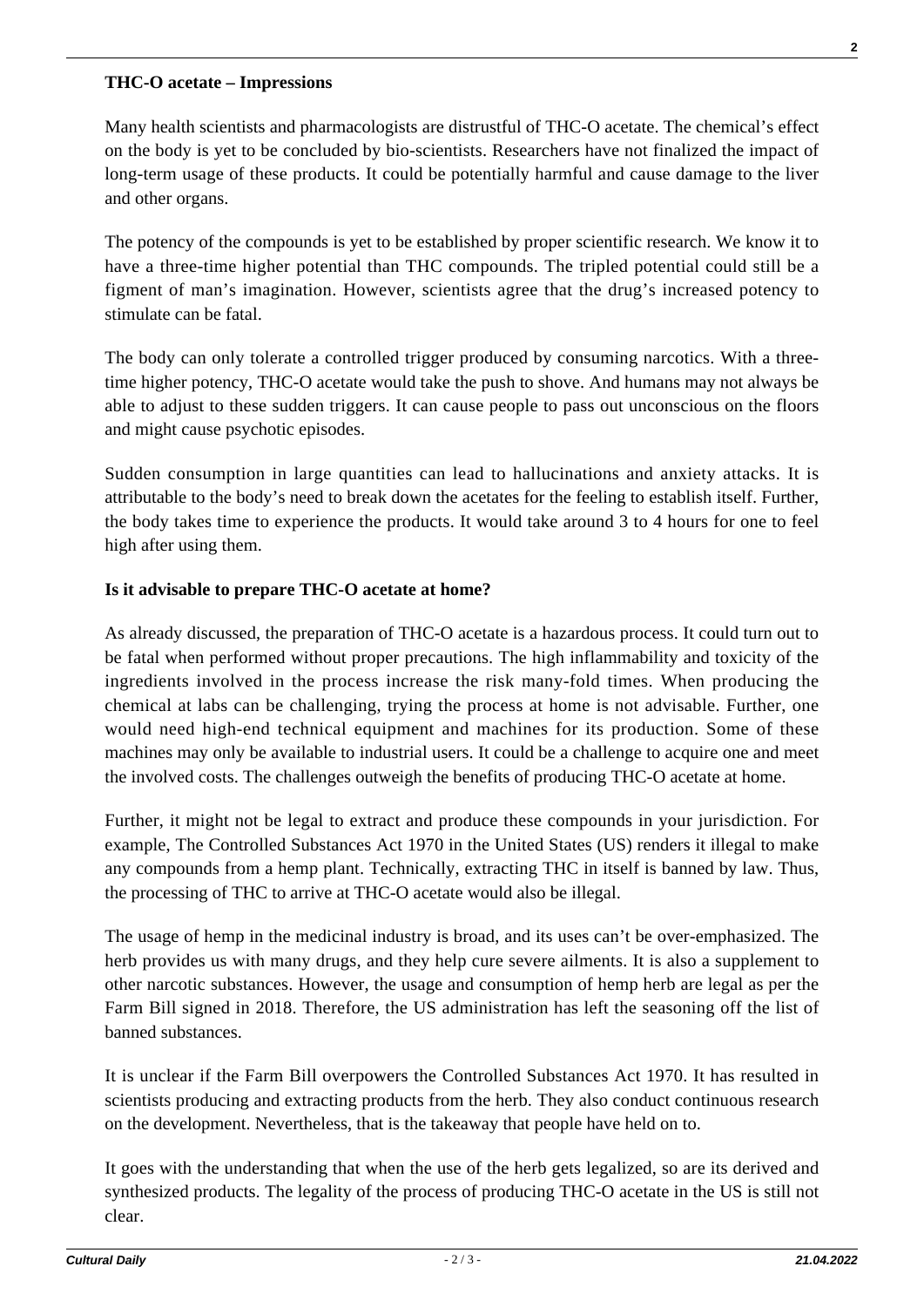**THC-O acetate – Impressions**

Many health scientists and pharmacologists are distrustful of THC-O acetate. The chemical's effect on the body is yet to be concluded by bio-scientists. Researchers have not finalized the impact of long-term usage of these products. It could be potentially harmful and cause damage to the liver and other organs.

The potency of the compounds is yet to be established by proper scientific research. We know it to have a three-time higher potential than THC compounds. The tripled potential could still be a figment of man's imagination. However, scientists agree that the drug's increased potency to stimulate can be fatal.

The body can only tolerate a controlled trigger produced by consuming narcotics. With a three-time higher potency, THC-O acetate would take the push to shove. And humans may not always be able to adjust to these sudden triggers. It can cause people to pass out unconscious on the floors and might cause psychotic episodes.

Sudden consumption in large quantities can lead to hallucinations and anxiety attacks. It is attributable to the body's need to break down the acetates for the feeling to establish itself. Further, the body takes time to experience the products. It would take around 3 to 4 hours for one to feel high after using them.

**Is it advisable to prepare THC-O acetate at home?**

As already discussed, the preparation of THC-O acetate is a hazardous process. It could turn out to be fatal when performed without proper precautions. The high inflammability and toxicity of the ingredients involved in the process increase the risk many-fold times. When producing the chemical at labs can be challenging, trying the process at home is not advisable. Further, one would need high-end technical equipment and machines for its production. Some of these machines may only be available to industrial users. It could be a challenge to acquire one and meet the involved costs. The challenges outweigh the benefits of producing THC-O acetate at home.

Further, it might not be legal to extract and produce these compounds in your jurisdiction. For example, The Controlled Substances Act 1970 in the United States (US) renders it illegal to make any compounds from a hemp plant. Technically, extracting THC in itself is banned by law. Thus, the processing of THC to arrive at THC-O acetate would also be illegal.

The usage of hemp in the medicinal industry is broad, and its uses can't be over-emphasized. The herb provides us with many drugs, and they help cure severe ailments. It is also a supplement to other narcotic substances. However, the usage and consumption of hemp herb are legal as per the Farm Bill signed in 2018. Therefore, the US administration has left the seasoning off the list of banned substances.

It is unclear if the Farm Bill overpowers the Controlled Substances Act 1970. It has resulted in scientists producing and extracting products from the herb. They also conduct continuous research on the development. Nevertheless, that is the takeaway that people have held on to.

It goes with the understanding that when the use of the herb gets legalized, so are its derived and synthesized products. The legality of the process of producing THC-O acetate in the US is still not clear.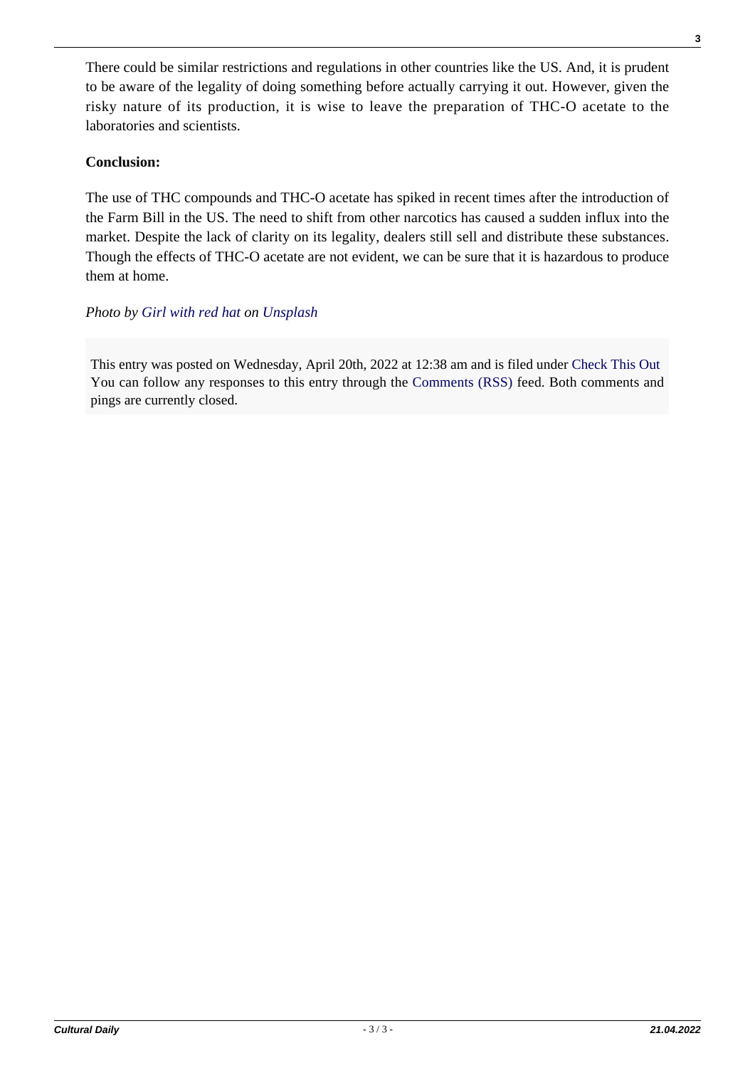There could be similar restrictions and regulations in other countries like the US. And, it is prudent to be aware of the legality of doing something before actually carrying it out. However, given the risky nature of its production, it is wise to leave the preparation of THC-O acetate to the laboratories and scientists.

**Conclusion:**

The use of THC compounds and THC-O acetate has spiked in recent times after the introduction of the Farm Bill in the US. The need to shift from other narcotics has caused a sudden influx into the market. Despite the lack of clarity on its legality, dealers still sell and distribute these substances. Though the effects of THC-O acetate are not evident, we can be sure that it is hazardous to produce them at home.

*Photo by Girl with red hat on Unsplash*

This entry was posted on Wednesday, April 20th, 2022 at 12:38 am and is filed under Check This Out You can follow any responses to this entry through the Comments (RSS) feed. Both comments and pings are currently closed.